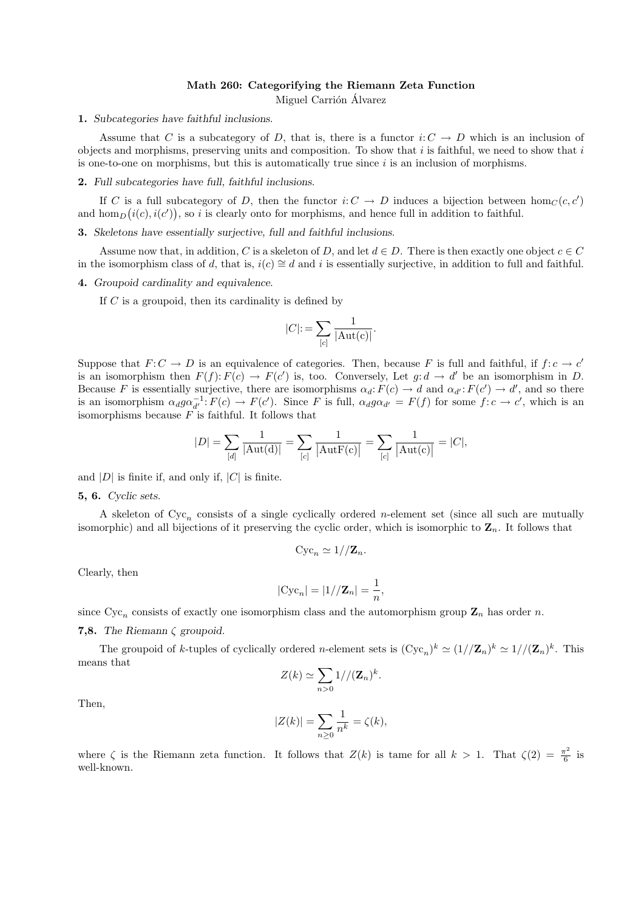# Math 260: Categorifying the Riemann Zeta Function

Miguel Carrión Álvarez

**1.** *Subcategories have faithful inclusions.*

Assume that $C$ is a subcategory of $D$, that is, there is a functor $i: C \to D$ which is an inclusion of objects and morphisms, preserving units and composition. To show that $i$ is faithful, we need to show that $i$ is one-to-one on morphisms, but this is automatically true since $i$ is an inclusion of morphisms.

**2.** *Full subcategories have full, faithful inclusions.*

If $C$ is a full subcategory of $D$, then the functor $i: C \to D$ induces a bijection between $\hom_C(c, c')$ and $\hom_D\big(i(c), i(c')\big)$, so $i$ is clearly onto for morphisms, and hence full in addition to faithful.

**3.** *Skeletons have essentially surjective, full and faithful inclusions.*

Assume now that, in addition, $C$ is a skeleton of $D$, and let $d \in D$. There is then exactly one object $c \in C$ in the isomorphism class of $d$, that is, $i(c) \cong d$ and $i$ is essentially surjective, in addition to full and faithful.

**4.** *Groupoid cardinality and equivalence.*

If $C$ is a groupoid, then its cardinality is defined by

$$|C| := \sum_{[c]} \frac{1}{|\mathrm{Aut(c)}|}.$$

Suppose that $F: C \to D$ is an equivalence of categories. Then, because $F$ is full and faithful, if $f: c \to c'$ is an isomorphism then $F(f): F(c) \to F(c')$ is, too. Conversely, Let $g: d \to d'$ be an isomorphism in $D$. Because $F$ is essentially surjective, there are isomorphisms $\alpha_d: F(c) \to d$ and $\alpha_{d'}: F(c') \to d'$, and so there is an isomorphism $\alpha_d g \alpha_{d'}^{-1}: F(c) \to F(c')$. Since $F$ is full, $\alpha_d g \alpha_{d'} = F(f)$ for some $f: c \to c'$, which is an isomorphisms because $F$ is faithful. It follows that

$$|D| = \sum_{[d]} \frac{1}{|\mathrm{Aut(d)}|} = \sum_{[c]} \frac{1}{\big|\mathrm{AutF(c)}\big|} = \sum_{[c]} \frac{1}{\big|\mathrm{Aut(c)}\big|} = |C|,$$

and $|D|$ is finite if, and only if, $|C|$ is finite.

**5, 6.** *Cyclic sets.*

A skeleton of $\mathrm{Cyc}_n$ consists of a single cyclically ordered $n$-element set (since all such are mutually isomorphic) and all bijections of it preserving the cyclic order, which is isomorphic to $\mathbf{Z}_n$. It follows that

$$\mathrm{Cyc}_n \simeq 1//\mathbf{Z}_n.$$

Clearly, then

$$|\mathrm{Cyc}_n| = |1//\mathbf{Z}_n| = \frac{1}{n},$$

since $\mathrm{Cyc}_n$ consists of exactly one isomorphism class and the automorphism group $\mathbf{Z}_n$ has order $n$.

**7,8.** *The Riemann $\zeta$ groupoid.*

The groupoid of $k$-tuples of cyclically ordered $n$-element sets is $(\mathrm{Cyc}_n)^k \simeq (1//\mathbf{Z}_n)^k \simeq 1//(\mathbf{Z}_n)^k$. This means that

$$Z(k) \simeq \sum_{n>0} 1//(\mathbf{Z}_n)^k.$$

Then,

$$|Z(k)| = \sum_{n \geq 0} \frac{1}{n^k} = \zeta(k),$$

where $\zeta$ is the Riemann zeta function. It follows that $Z(k)$ is tame for all $k > 1$. That $\zeta(2) = \frac{\pi^2}{6}$ is well-known.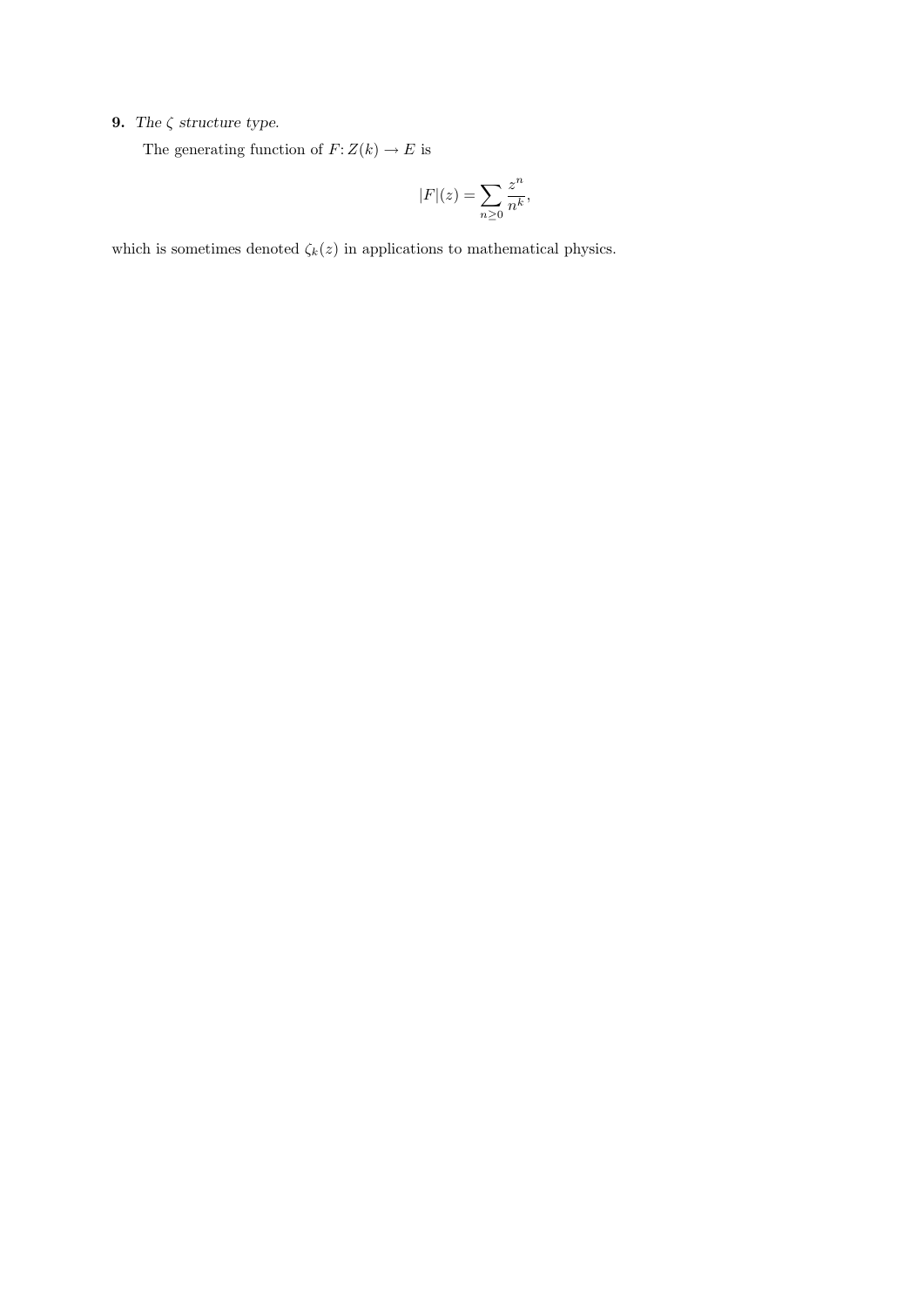**9.** *The $\zeta$ structure type.*

The generating function of $F\colon Z(k) \to E$ is

$$|F|(z) = \sum_{n \geq 0} \frac{z^n}{n^k},$$

which is sometimes denoted $\zeta_k(z)$ in applications to mathematical physics.